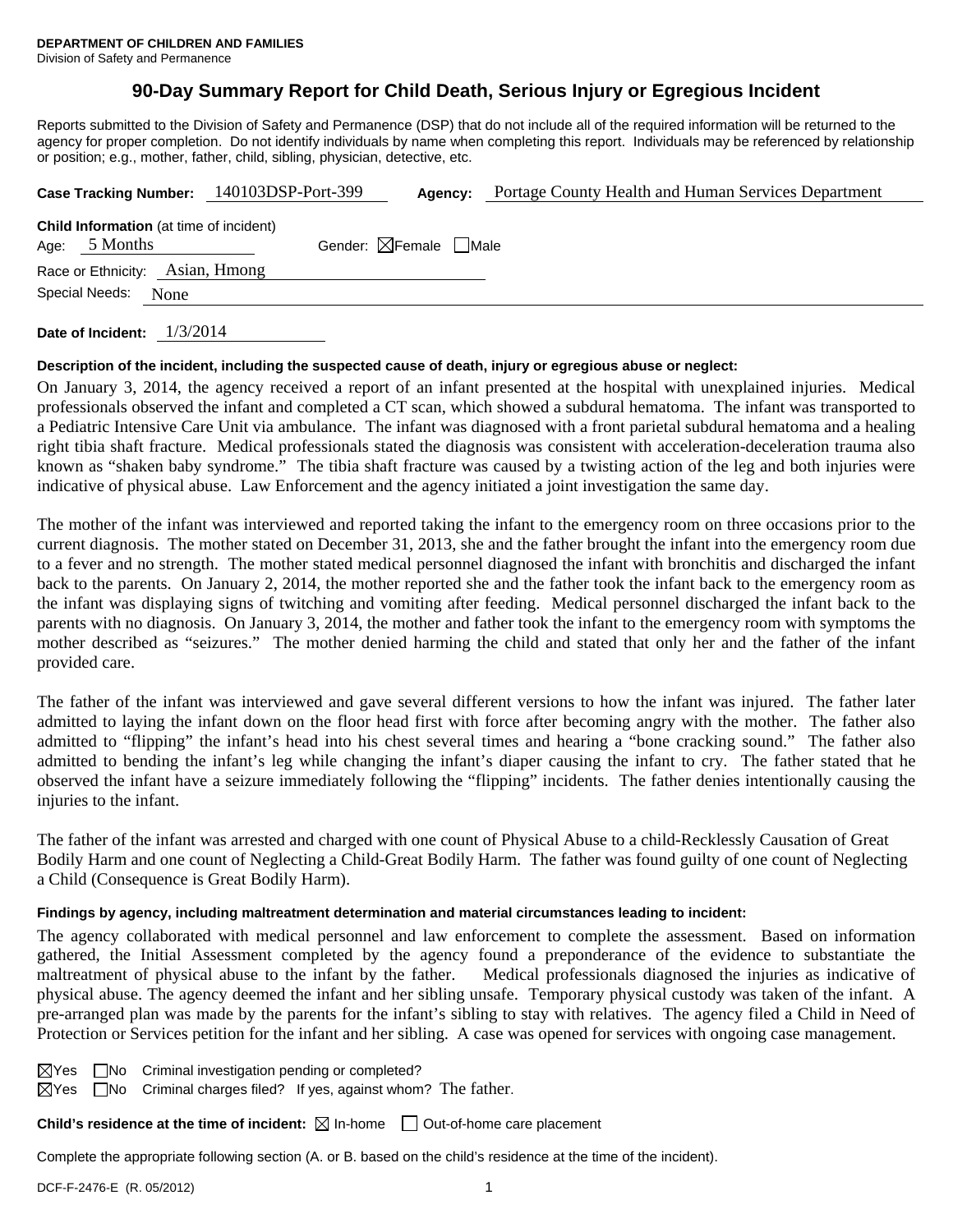**DEPARTMENT OF CHILDREN AND FAMILIES**
Division of Safety and Permanence

# 90-Day Summary Report for Child Death, Serious Injury or Egregious Incident

Reports submitted to the Division of Safety and Permanence (DSP) that do not include all of the required information will be returned to the agency for proper completion. Do not identify individuals by name when completing this report. Individuals may be referenced by relationship or position; e.g., mother, father, child, sibling, physician, detective, etc.

**Case Tracking Number:** 140103DSP-Port-399 **Agency:** Portage County Health and Human Services Department

**Child Information** (at time of incident)
Age: 5 Months Gender: ☒Female ☐Male
Race or Ethnicity: Asian, Hmong
Special Needs: None

**Date of Incident:** 1/3/2014

**Description of the incident, including the suspected cause of death, injury or egregious abuse or neglect:**

On January 3, 2014, the agency received a report of an infant presented at the hospital with unexplained injuries. Medical professionals observed the infant and completed a CT scan, which showed a subdural hematoma. The infant was transported to a Pediatric Intensive Care Unit via ambulance. The infant was diagnosed with a front parietal subdural hematoma and a healing right tibia shaft fracture. Medical professionals stated the diagnosis was consistent with acceleration-deceleration trauma also known as "shaken baby syndrome." The tibia shaft fracture was caused by a twisting action of the leg and both injuries were indicative of physical abuse. Law Enforcement and the agency initiated a joint investigation the same day.

The mother of the infant was interviewed and reported taking the infant to the emergency room on three occasions prior to the current diagnosis. The mother stated on December 31, 2013, she and the father brought the infant into the emergency room due to a fever and no strength. The mother stated medical personnel diagnosed the infant with bronchitis and discharged the infant back to the parents. On January 2, 2014, the mother reported she and the father took the infant back to the emergency room as the infant was displaying signs of twitching and vomiting after feeding. Medical personnel discharged the infant back to the parents with no diagnosis. On January 3, 2014, the mother and father took the infant to the emergency room with symptoms the mother described as "seizures." The mother denied harming the child and stated that only her and the father of the infant provided care.

The father of the infant was interviewed and gave several different versions to how the infant was injured. The father later admitted to laying the infant down on the floor head first with force after becoming angry with the mother. The father also admitted to "flipping" the infant's head into his chest several times and hearing a "bone cracking sound." The father also admitted to bending the infant's leg while changing the infant's diaper causing the infant to cry. The father stated that he observed the infant have a seizure immediately following the "flipping" incidents. The father denies intentionally causing the injuries to the infant.

The father of the infant was arrested and charged with one count of Physical Abuse to a child-Recklessly Causation of Great Bodily Harm and one count of Neglecting a Child-Great Bodily Harm. The father was found guilty of one count of Neglecting a Child (Consequence is Great Bodily Harm).

**Findings by agency, including maltreatment determination and material circumstances leading to incident:**

The agency collaborated with medical personnel and law enforcement to complete the assessment. Based on information gathered, the Initial Assessment completed by the agency found a preponderance of the evidence to substantiate the maltreatment of physical abuse to the infant by the father. Medical professionals diagnosed the injuries as indicative of physical abuse. The agency deemed the infant and her sibling unsafe. Temporary physical custody was taken of the infant. A pre-arranged plan was made by the parents for the infant's sibling to stay with relatives. The agency filed a Child in Need of Protection or Services petition for the infant and her sibling. A case was opened for services with ongoing case management.

☒Yes ☐No Criminal investigation pending or completed?
☒Yes ☐No Criminal charges filed? If yes, against whom? The father.

**Child's residence at the time of incident:** ☒ In-home ☐ Out-of-home care placement

Complete the appropriate following section (A. or B. based on the child's residence at the time of the incident).

DCF-F-2476-E (R. 05/2012)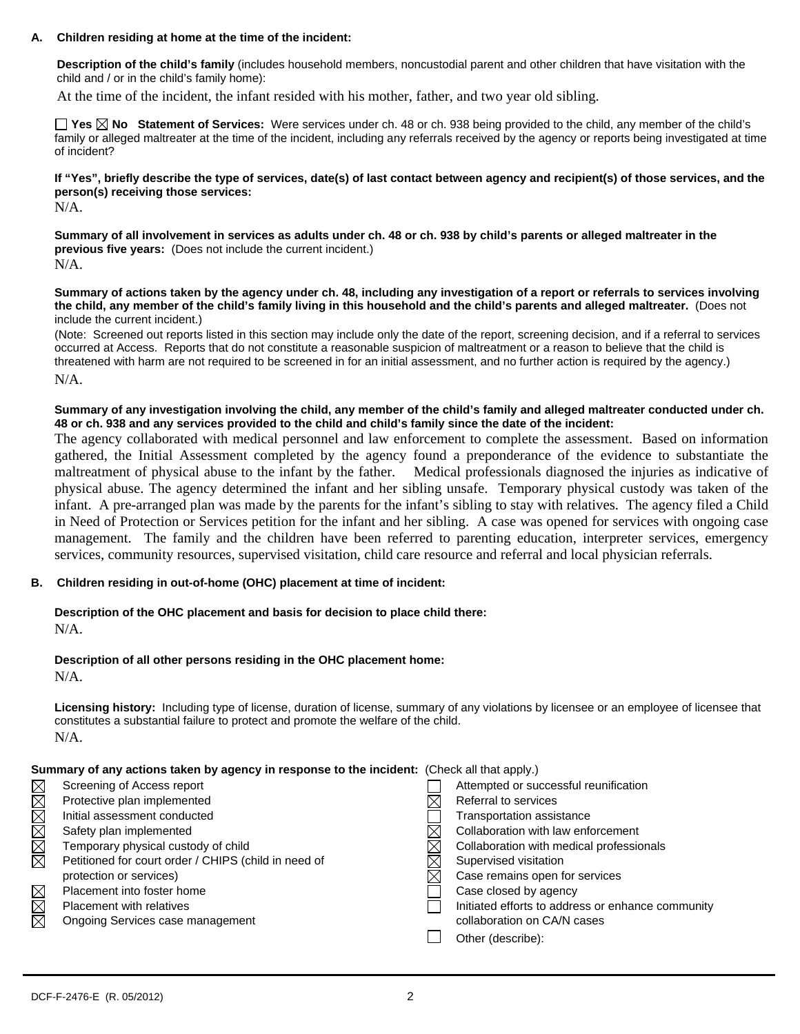**A. Children residing at home at the time of the incident:**

**Description of the child's family** (includes household members, noncustodial parent and other children that have visitation with the child and / or in the child's family home):

At the time of the incident, the infant resided with his mother, father, and two year old sibling.

☐ **Yes** ☒ **No** **Statement of Services:** Were services under ch. 48 or ch. 938 being provided to the child, any member of the child's family or alleged maltreater at the time of the incident, including any referrals received by the agency or reports being investigated at time of incident?

**If "Yes", briefly describe the type of services, date(s) of last contact between agency and recipient(s) of those services, and the person(s) receiving those services:**

N/A.

**Summary of all involvement in services as adults under ch. 48 or ch. 938 by child's parents or alleged maltreater in the previous five years:** (Does not include the current incident.)

N/A.

**Summary of actions taken by the agency under ch. 48, including any investigation of a report or referrals to services involving the child, any member of the child's family living in this household and the child's parents and alleged maltreater.** (Does not include the current incident.)

(Note: Screened out reports listed in this section may include only the date of the report, screening decision, and if a referral to services occurred at Access. Reports that do not constitute a reasonable suspicion of maltreatment or a reason to believe that the child is threatened with harm are not required to be screened in for an initial assessment, and no further action is required by the agency.)

N/A.

**Summary of any investigation involving the child, any member of the child's family and alleged maltreater conducted under ch. 48 or ch. 938 and any services provided to the child and child's family since the date of the incident:**

The agency collaborated with medical personnel and law enforcement to complete the assessment. Based on information gathered, the Initial Assessment completed by the agency found a preponderance of the evidence to substantiate the maltreatment of physical abuse to the infant by the father. Medical professionals diagnosed the injuries as indicative of physical abuse. The agency determined the infant and her sibling unsafe. Temporary physical custody was taken of the infant. A pre-arranged plan was made by the parents for the infant's sibling to stay with relatives. The agency filed a Child in Need of Protection or Services petition for the infant and her sibling. A case was opened for services with ongoing case management. The family and the children have been referred to parenting education, interpreter services, emergency services, community resources, supervised visitation, child care resource and referral and local physician referrals.

**B. Children residing in out-of-home (OHC) placement at time of incident:**

**Description of the OHC placement and basis for decision to place child there:**

N/A.

**Description of all other persons residing in the OHC placement home:**

N/A.

**Licensing history:** Including type of license, duration of license, summary of any violations by licensee or an employee of licensee that constitutes a substantial failure to protect and promote the welfare of the child.

N/A.

**Summary of any actions taken by agency in response to the incident:** (Check all that apply.)

- ☒ Screening of Access report
- ☒ Protective plan implemented
- ☒ Initial assessment conducted
- ☒ Safety plan implemented
- ☒ Temporary physical custody of child
- ☒ Petitioned for court order / CHIPS (child in need of protection or services)
- ☒ Placement into foster home
- ☒ Placement with relatives
- ☒ Ongoing Services case management
- ☐ Attempted or successful reunification
- ☒ Referral to services
- ☐ Transportation assistance
- ☒ Collaboration with law enforcement
- ☒ Collaboration with medical professionals
- ☒ Supervised visitation
- ☒ Case remains open for services
- ☐ Case closed by agency
- ☐ Initiated efforts to address or enhance community collaboration on CA/N cases
- ☐ Other (describe):

DCF-F-2476-E (R. 05/2012)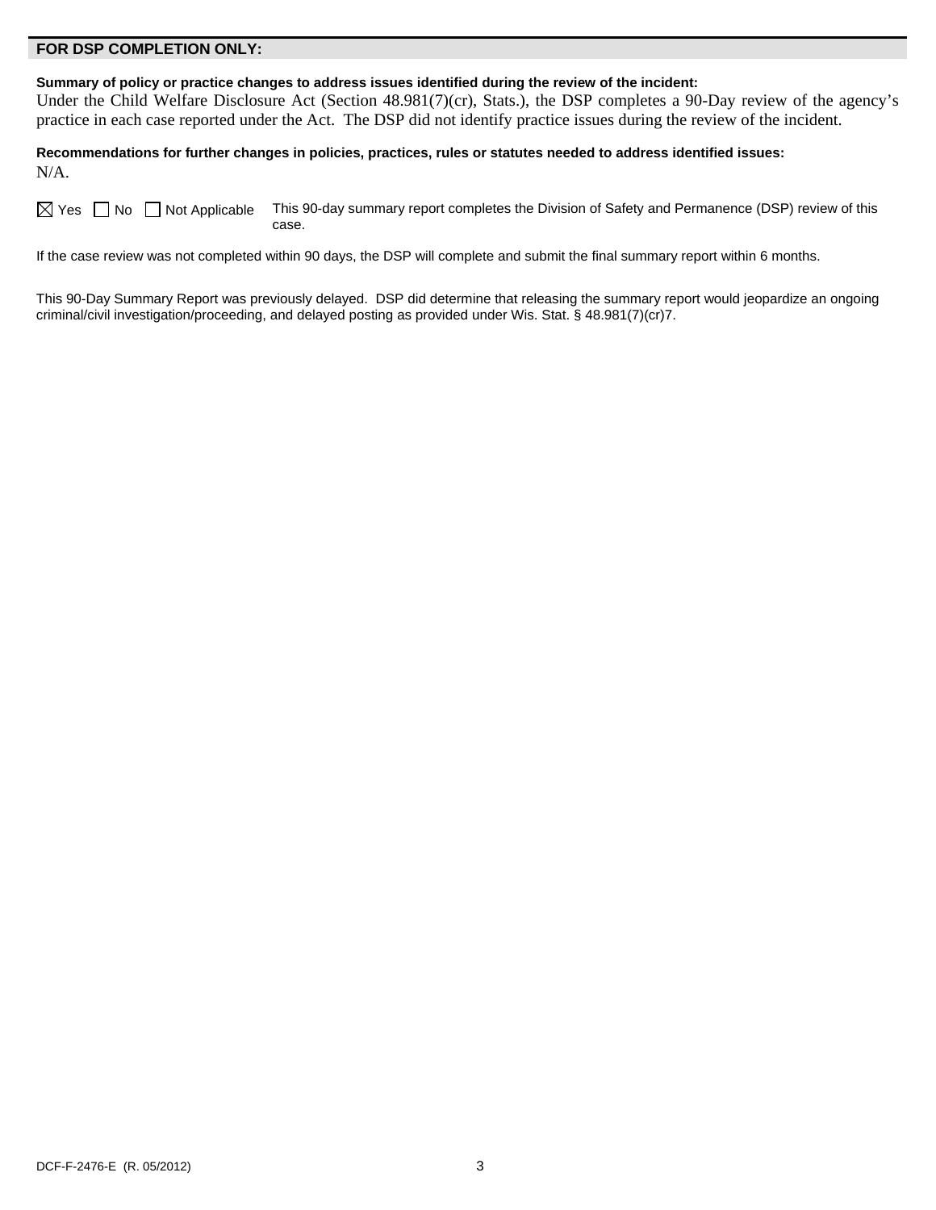## FOR DSP COMPLETION ONLY:

**Summary of policy or practice changes to address issues identified during the review of the incident:**

Under the Child Welfare Disclosure Act (Section 48.981(7)(cr), Stats.), the DSP completes a 90-Day review of the agency's practice in each case reported under the Act. The DSP did not identify practice issues during the review of the incident.

**Recommendations for further changes in policies, practices, rules or statutes needed to address identified issues:**

N/A.

☒ Yes ☐ No ☐ Not Applicable This 90-day summary report completes the Division of Safety and Permanence (DSP) review of this case.

If the case review was not completed within 90 days, the DSP will complete and submit the final summary report within 6 months.

This 90-Day Summary Report was previously delayed. DSP did determine that releasing the summary report would jeopardize an ongoing criminal/civil investigation/proceeding, and delayed posting as provided under Wis. Stat. § 48.981(7)(cr)7.

DCF-F-2476-E (R. 05/2012)